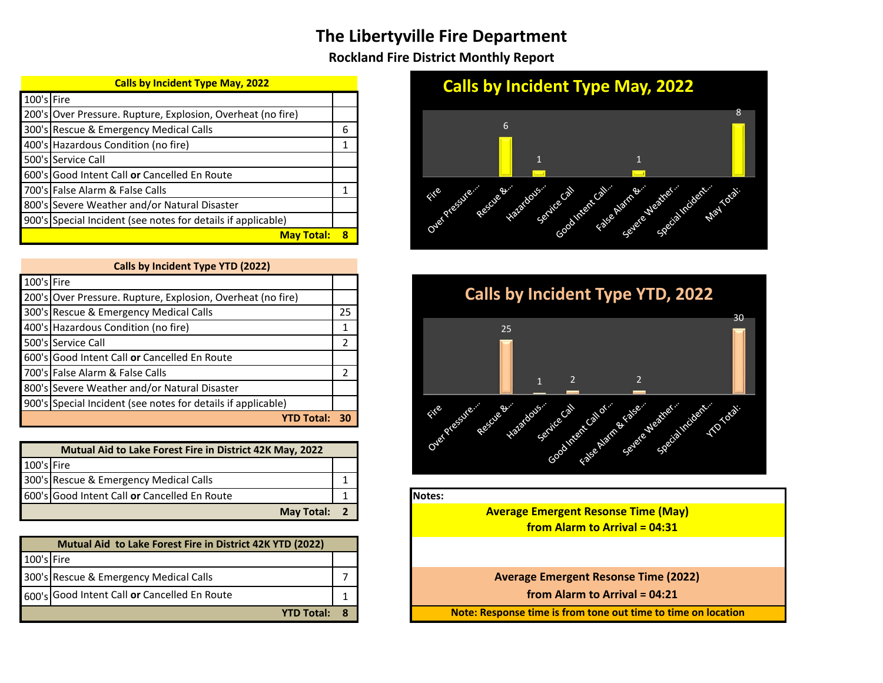# The Libertyville Fire Department

## Rockland Fire District Monthly Report

| Calls by Incident Type May, 2022 | | |
|---|---|---|
| 100's | Fire | |
| 200's | Over Pressure. Rupture, Explosion, Overheat (no fire) | |
| 300's | Rescue & Emergency Medical Calls | 6 |
| 400's | Hazardous Condition (no fire) | 1 |
| 500's | Service Call | |
| 600's | Good Intent Call **or** Cancelled En Route | |
| 700's | False Alarm & False Calls | 1 |
| 800's | Severe Weather and/or Natural Disaster | |
| 900's | Special Incident (see notes for details if applicable) | |
| | **May Total:** | **8** |

| Calls by Incident Type YTD (2022) | | |
|---|---|---|
| 100's | Fire | |
| 200's | Over Pressure. Rupture, Explosion, Overheat (no fire) | |
| 300's | Rescue & Emergency Medical Calls | 25 |
| 400's | Hazardous Condition (no fire) | 1 |
| 500's | Service Call | 2 |
| 600's | Good Intent Call **or** Cancelled En Route | |
| 700's | False Alarm & False Calls | 2 |
| 800's | Severe Weather and/or Natural Disaster | |
| 900's | Special Incident (see notes for details if applicable) | |
| | **YTD Total:** | **30** |

| Mutual Aid to Lake Forest Fire in District 42K May, 2022 | | |
|---|---|---|
| 100's | Fire | |
| 300's | Rescue & Emergency Medical Calls | 1 |
| 600's | Good Intent Call **or** Cancelled En Route | 1 |
| | **May Total:** | **2** |

| Mutual Aid to Lake Forest Fire in District 42K YTD (2022) | | |
|---|---|---|
| 100's | Fire | |
| 300's | Rescue & Emergency Medical Calls | 7 |
| 600's | Good Intent Call **or** Cancelled En Route | 1 |
| | **YTD Total:** | **8** |

### Calls by Incident Type May, 2022

| Category | Value |
|---|---|
| Fire | |
| Over Pressure... | |
| Rescue &... | 6 |
| Hazardous... | 1 |
| Service Call | |
| Good Intent Call... | |
| False Alarm &... | 1 |
| Severe Weather... | |
| Special Incident... | |
| May Total: | 8 |

### Calls by Incident Type YTD, 2022

| Category | Value |
|---|---|
| Fire | |
| Over Pressure... | |
| Rescue &... | 25 |
| Hazardous... | 1 |
| Service Call | 2 |
| Good Intent Call or... | |
| False Alarm & False... | 2 |
| Severe Weather... | |
| Special Incident... | |
| YTD Total: | 30 |

**Notes:**

**Average Emergent Resonse Time (May) from Alarm to Arrival = 04:31**

**Average Emergent Resonse Time (2022) from Alarm to Arrival = 04:21**

**Note: Response time is from tone out time to time on location**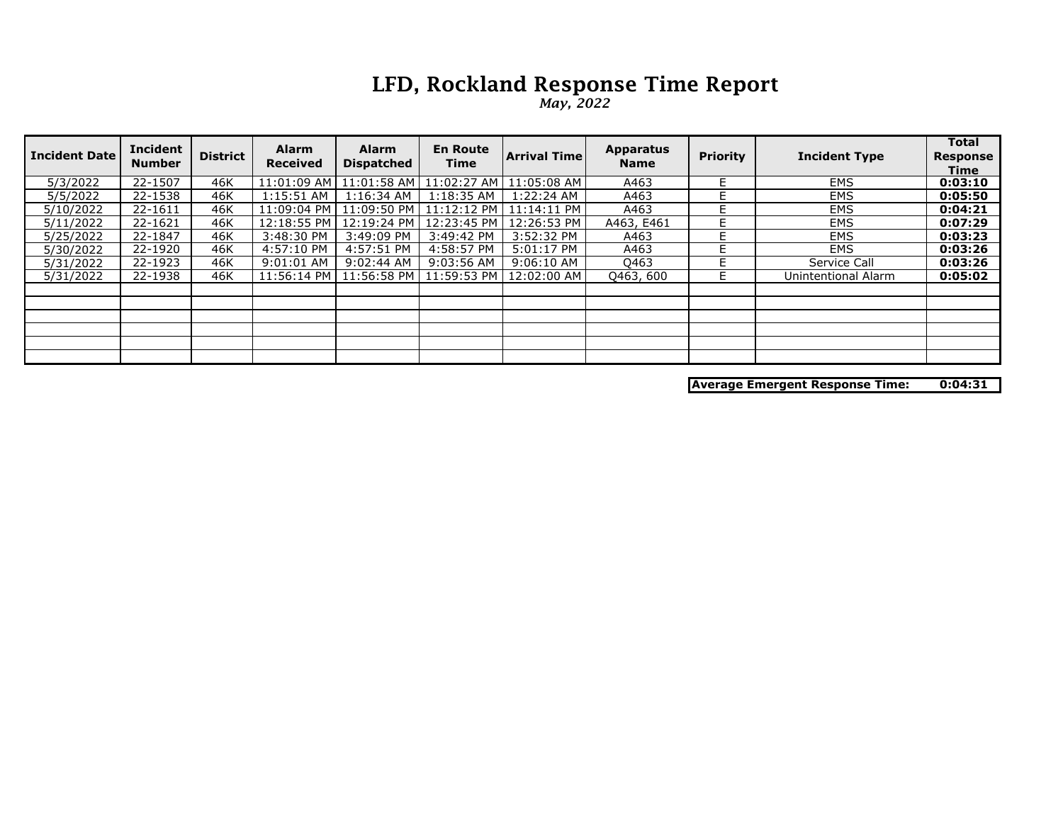# LFD, Rockland Response Time Report

*May, 2022*

| Incident Date | Incident Number | District | Alarm Received | Alarm Dispatched | En Route Time | Arrival Time | Apparatus Name | Priority | Incident Type | Total Response Time |
|---|---|---|---|---|---|---|---|---|---|---|
| 5/3/2022 | 22-1507 | 46K | 11:01:09 AM | 11:01:58 AM | 11:02:27 AM | 11:05:08 AM | A463 | E | EMS | **0:03:10** |
| 5/5/2022 | 22-1538 | 46K | 1:15:51 AM | 1:16:34 AM | 1:18:35 AM | 1:22:24 AM | A463 | E | EMS | **0:05:50** |
| 5/10/2022 | 22-1611 | 46K | 11:09:04 PM | 11:09:50 PM | 11:12:12 PM | 11:14:11 PM | A463 | E | EMS | **0:04:21** |
| 5/11/2022 | 22-1621 | 46K | 12:18:55 PM | 12:19:24 PM | 12:23:45 PM | 12:26:53 PM | A463, E461 | E | EMS | **0:07:29** |
| 5/25/2022 | 22-1847 | 46K | 3:48:30 PM | 3:49:09 PM | 3:49:42 PM | 3:52:32 PM | A463 | E | EMS | **0:03:23** |
| 5/30/2022 | 22-1920 | 46K | 4:57:10 PM | 4:57:51 PM | 4:58:57 PM | 5:01:17 PM | A463 | E | EMS | **0:03:26** |
| 5/31/2022 | 22-1923 | 46K | 9:01:01 AM | 9:02:44 AM | 9:03:56 AM | 9:06:10 AM | Q463 | E | Service Call | **0:03:26** |
| 5/31/2022 | 22-1938 | 46K | 11:56:14 PM | 11:56:58 PM | 11:59:53 PM | 12:02:00 AM | Q463, 600 | E | Unintentional Alarm | **0:05:02** |
| | | | | | | | | | | |
| | | | | | | | | | | |
| | | | | | | | | | | |
| | | | | | | | | | | |
| | | | | | | | | | | |
| | | | | | | | | | | |

| | |
|---|---|
| **Average Emergent Response Time:** | **0:04:31** |